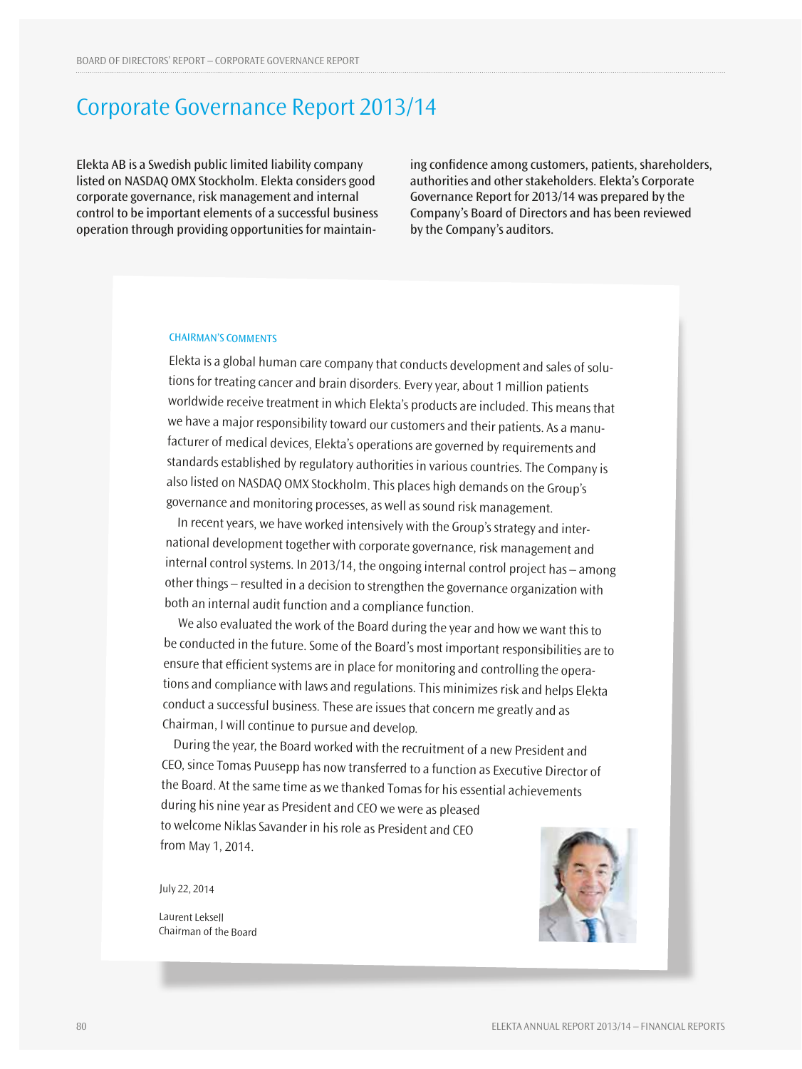# Corporate Governance Report 2013/14

Elekta AB is a Swedish public limited liability company listed on NASDAQ OMX Stockholm. Elekta considers good corporate governance, risk management and internal control to be important elements of a successful business operation through providing opportunities for maintaining confidence among customers, patients, shareholders, authorities and other stakeholders. Elekta's Corporate Governance Report for 2013/14 was prepared by the Company's Board of Directors and has been reviewed by the Company's auditors.

### CHAIRMAN'S COMMENTS

Elekta is a global human care company that conducts development and sales of solutions for treating cancer and brain disorders. Every year, about 1 million patients worldwide receive treatment in which Elekta's products are included. This means that we have a major responsibility toward our customers and their patients. As a manufacturer of medical devices, Elekta's operations are governed by requirements and standards established by regulatory authorities in various countries. The Company is also listed on NASDAQ OMX Stockholm. This places high demands on the Group's governance and monitoring processes, as well as sound risk management.

In recent years, we have worked intensively with the Group's strategy and international development together with corporate governance, risk management and internal control systems. In 2013/14, the ongoing internal control project has – among other things – resulted in a decision to strengthen the governance organization with both an internal audit function and a compliance function.

We also evaluated the work of the Board during the year and how we want this to be conducted in the future. Some of the Board's most important responsibilities are to ensure that efficient systems are in place for monitoring and controlling the operations and compliance with laws and regulations. This minimizes risk and helps Elekta conduct a successful business. These are issues that concern me greatly and as Chairman, I will continue to pursue and develop.

During the year, the Board worked with the recruitment of a new President and CEO, since Tomas Puusepp has now transferred to a function as Executive Director of the Board. At the same time as we thanked Tomas for his essential achievements during his nine year as President and CEO we were as pleased to welcome Niklas Savander in his role as President and CEO from May 1, 2014.

July 22, 2014

Laurent Leksell
Chairman of the Board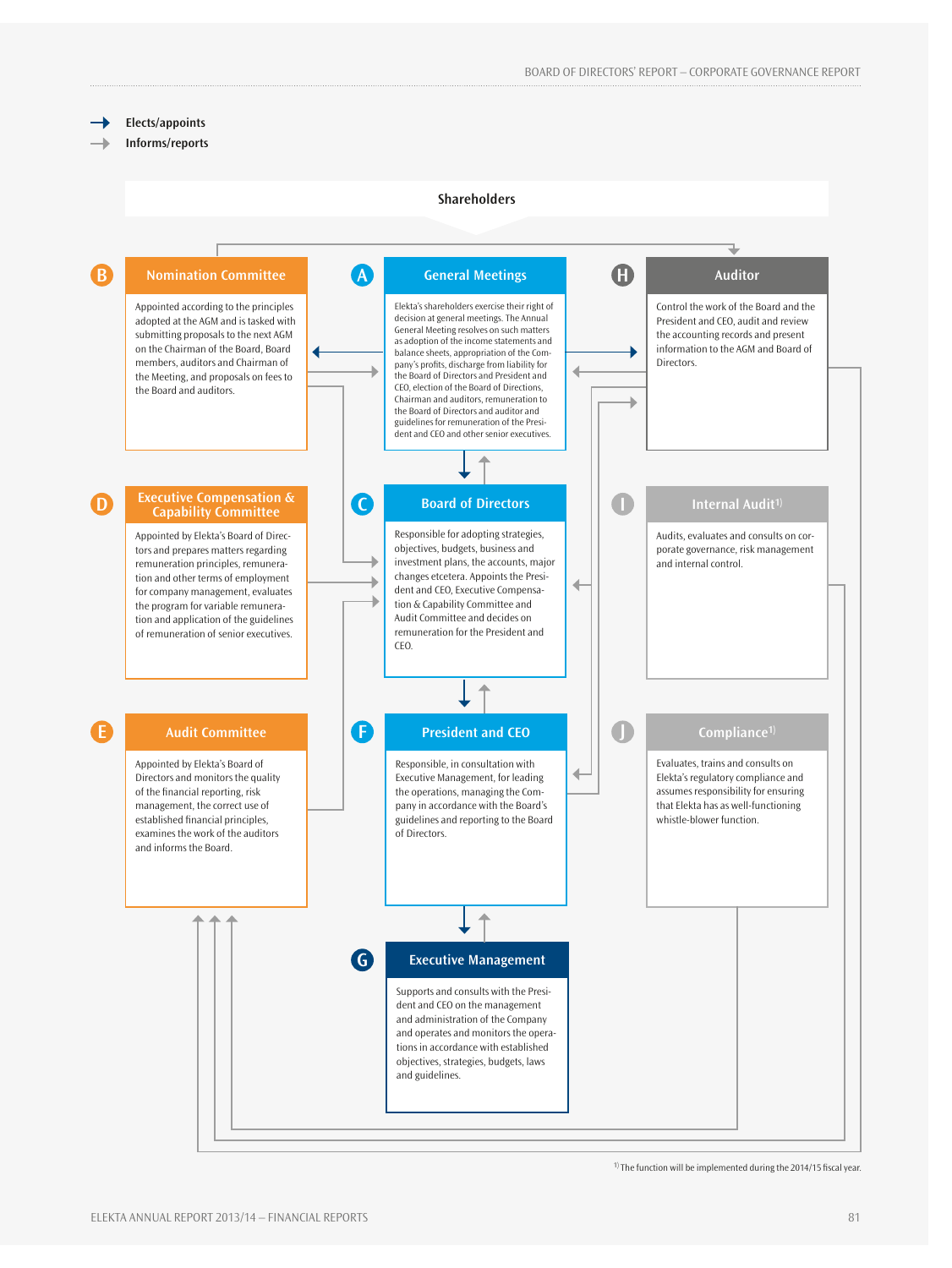→ Elects/appoints
→ Informs/reports

## Shareholders

### A General Meetings

Elekta's shareholders exercise their right of decision at general meetings. The Annual General Meeting resolves on such matters as adoption of the income statements and balance sheets, appropriation of the Company's profits, discharge from liability for the Board of Directors and President and CEO, election of the Board of Directions, Chairman and auditors, remuneration to the Board of Directors and auditor and guidelines for remuneration of the President and CEO and other senior executives.

### B Nomination Committee

Appointed according to the principles adopted at the AGM and is tasked with submitting proposals to the next AGM on the Chairman of the Board, Board members, auditors and Chairman of the Meeting, and proposals on fees to the Board and auditors.

### H Auditor

Control the work of the Board and the President and CEO, audit and review the accounting records and present information to the AGM and Board of Directors.

### C Board of Directors

Responsible for adopting strategies, objectives, budgets, business and investment plans, the accounts, major changes etcetera. Appoints the President and CEO, Executive Compensation & Capability Committee and Audit Committee and decides on remuneration for the President and CEO.

### D Executive Compensation & Capability Committee

Appointed by Elekta's Board of Directors and prepares matters regarding remuneration principles, remuneration and other terms of employment for company management, evaluates the program for variable remuneration and application of the guidelines of remuneration of senior executives.

### I Internal Audit[1]

Audits, evaluates and consults on corporate governance, risk management and internal control.

### F President and CEO

Responsible, in consultation with Executive Management, for leading the operations, managing the Company in accordance with the Board's guidelines and reporting to the Board of Directors.

### E Audit Committee

Appointed by Elekta's Board of Directors and monitors the quality of the financial reporting, risk management, the correct use of established financial principles, examines the work of the auditors and informs the Board.

### J Compliance[1]

Evaluates, trains and consults on Elekta's regulatory compliance and assumes responsibility for ensuring that Elekta has as well-functioning whistle-blower function.

### G Executive Management

Supports and consults with the President and CEO on the management and administration of the Company and operates and monitors the operations in accordance with established objectives, strategies, budgets, laws and guidelines.

[1] The function will be implemented during the 2014/15 fiscal year.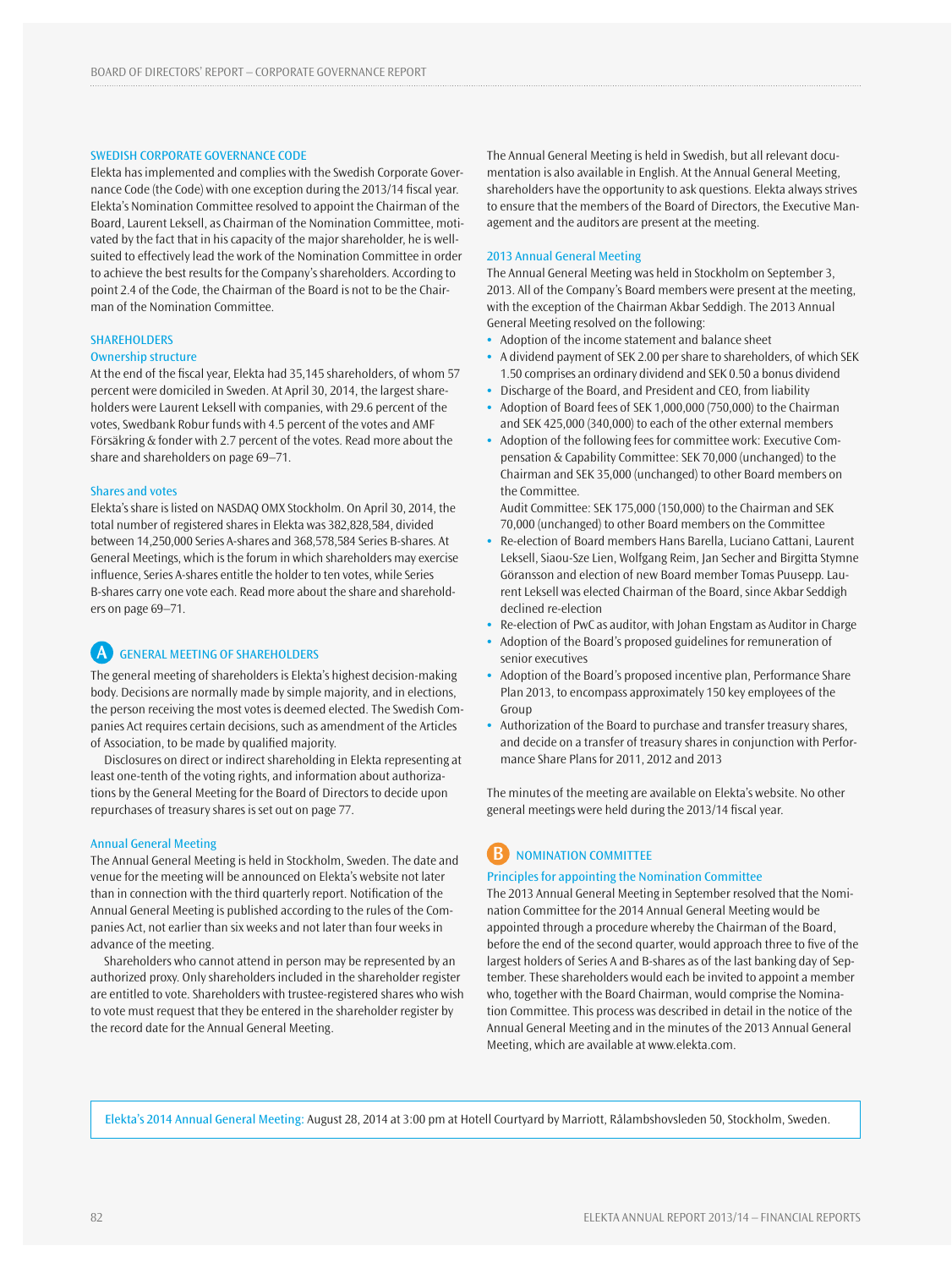### SWEDISH CORPORATE GOVERNANCE CODE

Elekta has implemented and complies with the Swedish Corporate Governance Code (the Code) with one exception during the 2013/14 fiscal year. Elekta's Nomination Committee resolved to appoint the Chairman of the Board, Laurent Leksell, as Chairman of the Nomination Committee, motivated by the fact that in his capacity of the major shareholder, he is well-suited to effectively lead the work of the Nomination Committee in order to achieve the best results for the Company's shareholders. According to point 2.4 of the Code, the Chairman of the Board is not to be the Chairman of the Nomination Committee.

### SHAREHOLDERS

#### Ownership structure

At the end of the fiscal year, Elekta had 35,145 shareholders, of whom 57 percent were domiciled in Sweden. At April 30, 2014, the largest shareholders were Laurent Leksell with companies, with 29.6 percent of the votes, Swedbank Robur funds with 4.5 percent of the votes and AMF Försäkring & fonder with 2.7 percent of the votes. Read more about the share and shareholders on page 69–71.

#### Shares and votes

Elekta's share is listed on NASDAQ OMX Stockholm. On April 30, 2014, the total number of registered shares in Elekta was 382,828,584, divided between 14,250,000 Series A-shares and 368,578,584 Series B-shares. At General Meetings, which is the forum in which shareholders may exercise influence, Series A-shares entitle the holder to ten votes, while Series B-shares carry one vote each. Read more about the share and shareholders on page 69–71.

### A GENERAL MEETING OF SHAREHOLDERS

The general meeting of shareholders is Elekta's highest decision-making body. Decisions are normally made by simple majority, and in elections, the person receiving the most votes is deemed elected. The Swedish Companies Act requires certain decisions, such as amendment of the Articles of Association, to be made by qualified majority.

Disclosures on direct or indirect shareholding in Elekta representing at least one-tenth of the voting rights, and information about authorizations by the General Meeting for the Board of Directors to decide upon repurchases of treasury shares is set out on page 77.

#### Annual General Meeting

The Annual General Meeting is held in Stockholm, Sweden. The date and venue for the meeting will be announced on Elekta's website not later than in connection with the third quarterly report. Notification of the Annual General Meeting is published according to the rules of the Companies Act, not earlier than six weeks and not later than four weeks in advance of the meeting.

Shareholders who cannot attend in person may be represented by an authorized proxy. Only shareholders included in the shareholder register are entitled to vote. Shareholders with trustee-registered shares who wish to vote must request that they be entered in the shareholder register by the record date for the Annual General Meeting.

The Annual General Meeting is held in Swedish, but all relevant documentation is also available in English. At the Annual General Meeting, shareholders have the opportunity to ask questions. Elekta always strives to ensure that the members of the Board of Directors, the Executive Management and the auditors are present at the meeting.

#### 2013 Annual General Meeting

The Annual General Meeting was held in Stockholm on September 3, 2013. All of the Company's Board members were present at the meeting, with the exception of the Chairman Akbar Seddigh. The 2013 Annual General Meeting resolved on the following:

- Adoption of the income statement and balance sheet
- A dividend payment of SEK 2.00 per share to shareholders, of which SEK 1.50 comprises an ordinary dividend and SEK 0.50 a bonus dividend
- Discharge of the Board, and President and CEO, from liability
- Adoption of Board fees of SEK 1,000,000 (750,000) to the Chairman and SEK 425,000 (340,000) to each of the other external members
- Adoption of the following fees for committee work: Executive Compensation & Capability Committee: SEK 70,000 (unchanged) to the Chairman and SEK 35,000 (unchanged) to other Board members on the Committee.
  Audit Committee: SEK 175,000 (150,000) to the Chairman and SEK 70,000 (unchanged) to other Board members on the Committee
- Re-election of Board members Hans Barella, Luciano Cattani, Laurent Leksell, Siaou-Sze Lien, Wolfgang Reim, Jan Secher and Birgitta Stymne Göransson and election of new Board member Tomas Puusepp. Laurent Leksell was elected Chairman of the Board, since Akbar Seddigh declined re-election
- Re-election of PwC as auditor, with Johan Engstam as Auditor in Charge
- Adoption of the Board's proposed guidelines for remuneration of senior executives
- Adoption of the Board's proposed incentive plan, Performance Share Plan 2013, to encompass approximately 150 key employees of the Group
- Authorization of the Board to purchase and transfer treasury shares, and decide on a transfer of treasury shares in conjunction with Performance Share Plans for 2011, 2012 and 2013

The minutes of the meeting are available on Elekta's website. No other general meetings were held during the 2013/14 fiscal year.

### B NOMINATION COMMITTEE

#### Principles for appointing the Nomination Committee

The 2013 Annual General Meeting in September resolved that the Nomination Committee for the 2014 Annual General Meeting would be appointed through a procedure whereby the Chairman of the Board, before the end of the second quarter, would approach three to five of the largest holders of Series A and B-shares as of the last banking day of September. These shareholders would each be invited to appoint a member who, together with the Board Chairman, would comprise the Nomination Committee. This process was described in detail in the notice of the Annual General Meeting and in the minutes of the 2013 Annual General Meeting, which are available at www.elekta.com.

Elekta's 2014 Annual General Meeting: August 28, 2014 at 3:00 pm at Hotell Courtyard by Marriott, Rålambshovsleden 50, Stockholm, Sweden.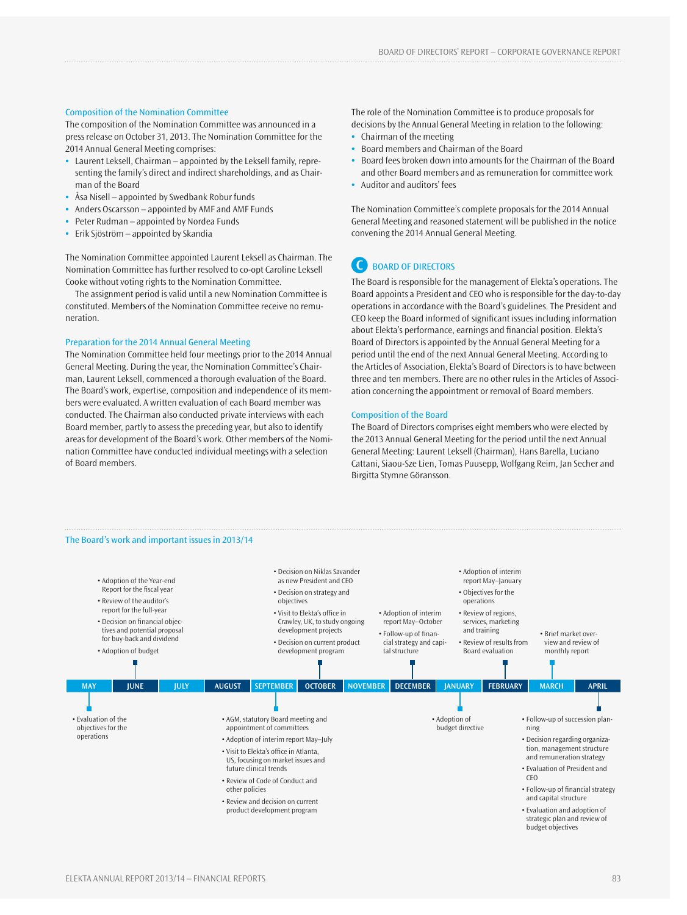### Composition of the Nomination Committee

The composition of the Nomination Committee was announced in a press release on October 31, 2013. The Nomination Committee for the 2014 Annual General Meeting comprises:

- Laurent Leksell, Chairman – appointed by the Leksell family, representing the family's direct and indirect shareholdings, and as Chairman of the Board
- Åsa Nisell – appointed by Swedbank Robur funds
- Anders Oscarsson – appointed by AMF and AMF Funds
- Peter Rudman – appointed by Nordea Funds
- Erik Sjöström – appointed by Skandia

The Nomination Committee appointed Laurent Leksell as Chairman. The Nomination Committee has further resolved to co-opt Caroline Leksell Cooke without voting rights to the Nomination Committee.

The assignment period is valid until a new Nomination Committee is constituted. Members of the Nomination Committee receive no remuneration.

### Preparation for the 2014 Annual General Meeting

The Nomination Committee held four meetings prior to the 2014 Annual General Meeting. During the year, the Nomination Committee's Chairman, Laurent Leksell, commenced a thorough evaluation of the Board. The Board's work, expertise, composition and independence of its members were evaluated. A written evaluation of each Board member was conducted. The Chairman also conducted private interviews with each Board member, partly to assess the preceding year, but also to identify areas for development of the Board's work. Other members of the Nomination Committee have conducted individual meetings with a selection of Board members.

The role of the Nomination Committee is to produce proposals for decisions by the Annual General Meeting in relation to the following:

- Chairman of the meeting
- Board members and Chairman of the Board
- Board fees broken down into amounts for the Chairman of the Board and other Board members and as remuneration for committee work
- Auditor and auditors' fees

The Nomination Committee's complete proposals for the 2014 Annual General Meeting and reasoned statement will be published in the notice convening the 2014 Annual General Meeting.

## C BOARD OF DIRECTORS

The Board is responsible for the management of Elekta's operations. The Board appoints a President and CEO who is responsible for the day-to-day operations in accordance with the Board's guidelines. The President and CEO keep the Board informed of significant issues including information about Elekta's performance, earnings and financial position. Elekta's Board of Directors is appointed by the Annual General Meeting for a period until the end of the next Annual General Meeting. According to the Articles of Association, Elekta's Board of Directors is to have between three and ten members. There are no other rules in the Articles of Association concerning the appointment or removal of Board members.

### Composition of the Board

The Board of Directors comprises eight members who were elected by the 2013 Annual General Meeting for the period until the next Annual General Meeting: Laurent Leksell (Chairman), Hans Barella, Luciano Cattani, Siaou-Sze Lien, Tomas Puusepp, Wolfgang Reim, Jan Secher and Birgitta Stymne Göransson.

### The Board's work and important issues in 2013/14

**MAY**
- Evaluation of the objectives for the operations

**JUNE**
- Adoption of the Year-end Report for the fiscal year
- Review of the auditor's report for the full-year
- Decision on financial objectives and potential proposal for buy-back and dividend
- Adoption of budget

**JULY**

**AUGUST**

**SEPTEMBER**
- AGM, statutory Board meeting and appointment of committees
- Adoption of interim report May–July
- Visit to Elekta's office in Atlanta, US, focusing on market issues and future clinical trends
- Review of Code of Conduct and other policies
- Review and decision on current product development program

**OCTOBER**
- Decision on Niklas Savander as new President and CEO
- Decision on strategy and objectives
- Visit to Elekta's office in Crawley, UK, to study ongoing development projects
- Decision on current product development program

**NOVEMBER**

**DECEMBER**
- Adoption of interim report May–October
- Follow-up of financial strategy and capital structure

**JANUARY**
- Adoption of budget directive

**FEBRUARY**
- Adoption of interim report May–January
- Objectives for the operations
- Review of regions, services, marketing and training
- Review of results from Board evaluation

**MARCH**
- Brief market overview and review of monthly report

**APRIL**
- Follow-up of succession planning
- Decision regarding organization, management structure and remuneration strategy
- Evaluation of President and CEO
- Follow-up of financial strategy and capital structure
- Evaluation and adoption of strategic plan and review of budget objectives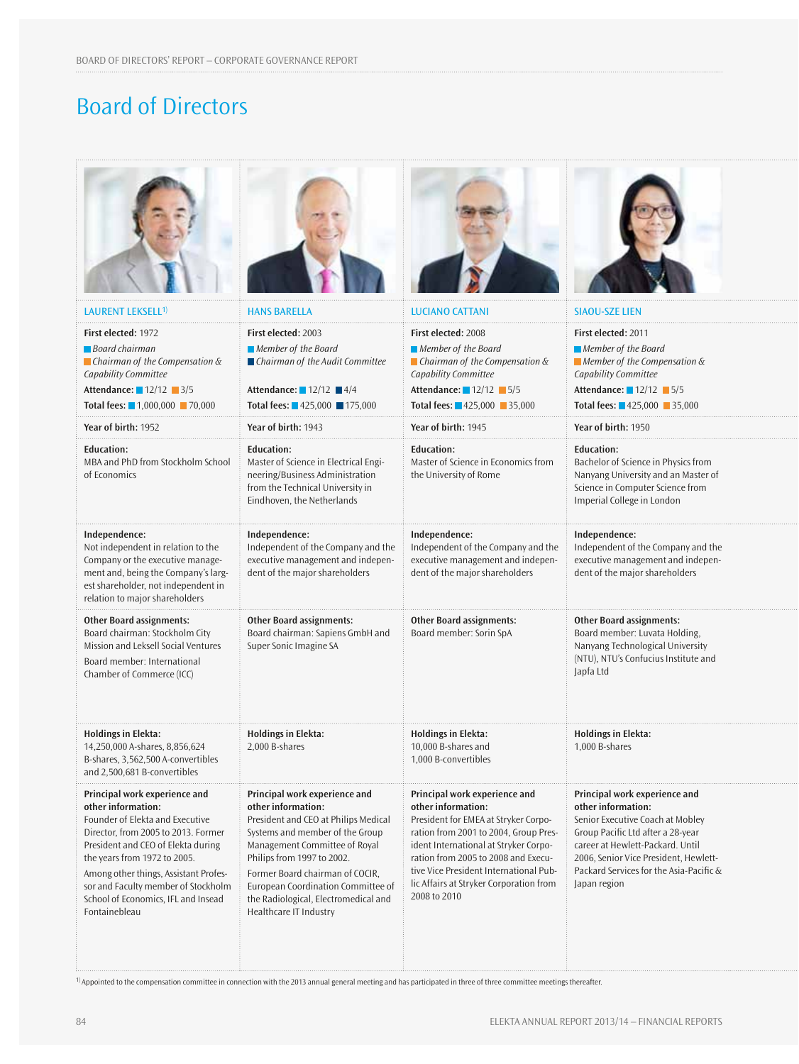# Board of Directors

## LAURENT LEKSELL[1]

**First elected:** 1972

*Board chairman*

*Chairman of the Compensation & Capability Committee*

**Attendance:** 12/12 3/5

**Total fees:** 1,000,000 70,000

**Year of birth:** 1952

**Education:**
MBA and PhD from Stockholm School of Economics

**Independence:**
Not independent in relation to the Company or the executive management and, being the Company's largest shareholder, not independent in relation to major shareholders

**Other Board assignments:**
Board chairman: Stockholm City Mission and Leksell Social Ventures

Board member: International Chamber of Commerce (ICC)

**Holdings in Elekta:**
14,250,000 A-shares, 8,856,624 B-shares, 3,562,500 A-convertibles and 2,500,681 B-convertibles

**Principal work experience and other information:**
Founder of Elekta and Executive Director, from 2005 to 2013. Former President and CEO of Elekta during the years from 1972 to 2005.

Among other things, Assistant Professor and Faculty member of Stockholm School of Economics, IFL and Insead Fontainebleau

## HANS BARELLA

**First elected:** 2003

*Member of the Board*

*Chairman of the Audit Committee*

**Attendance:** 12/12 4/4

**Total fees:** 425,000 175,000

**Year of birth:** 1943

**Education:**
Master of Science in Electrical Engineering/Business Administration from the Technical University in Eindhoven, the Netherlands

**Independence:**
Independent of the Company and the executive management and independent of the major shareholders

**Other Board assignments:**
Board chairman: Sapiens GmbH and Super Sonic Imagine SA

**Holdings in Elekta:**
2,000 B-shares

**Principal work experience and other information:**
President and CEO at Philips Medical Systems and member of the Group Management Committee of Royal Philips from 1997 to 2002.

Former Board chairman of COCIR, European Coordination Committee of the Radiological, Electromedical and Healthcare IT Industry

## LUCIANO CATTANI

**First elected:** 2008

*Member of the Board*

*Chairman of the Compensation & Capability Committee*

**Attendance:** 12/12 5/5

**Total fees:** 425,000 35,000

**Year of birth:** 1945

**Education:**
Master of Science in Economics from the University of Rome

**Independence:**
Independent of the Company and the executive management and independent of the major shareholders

**Other Board assignments:**
Board member: Sorin SpA

**Holdings in Elekta:**
10,000 B-shares and 1,000 B-convertibles

**Principal work experience and other information:**
President for EMEA at Stryker Corporation from 2001 to 2004, Group President International at Stryker Corporation from 2005 to 2008 and Executive Vice President International Public Affairs at Stryker Corporation from 2008 to 2010

## SIAOU-SZE LIEN

**First elected:** 2011

*Member of the Board*

*Member of the Compensation & Capability Committee*

**Attendance:** 12/12 5/5

**Total fees:** 425,000 35,000

**Year of birth:** 1950

**Education:**
Bachelor of Science in Physics from Nanyang University and an Master of Science in Computer Science from Imperial College in London

**Independence:**
Independent of the Company and the executive management and independent of the major shareholders

**Other Board assignments:**
Board member: Luvata Holding, Nanyang Technological University (NTU), NTU's Confucius Institute and Japfa Ltd

**Holdings in Elekta:**
1,000 B-shares

**Principal work experience and other information:**
Senior Executive Coach at Mobley Group Pacific Ltd after a 28-year career at Hewlett-Packard. Until 2006, Senior Vice President, Hewlett-Packard Services for the Asia-Pacific & Japan region

---

[1] Appointed to the compensation committee in connection with the 2013 annual general meeting and has participated in three of three committee meetings thereafter.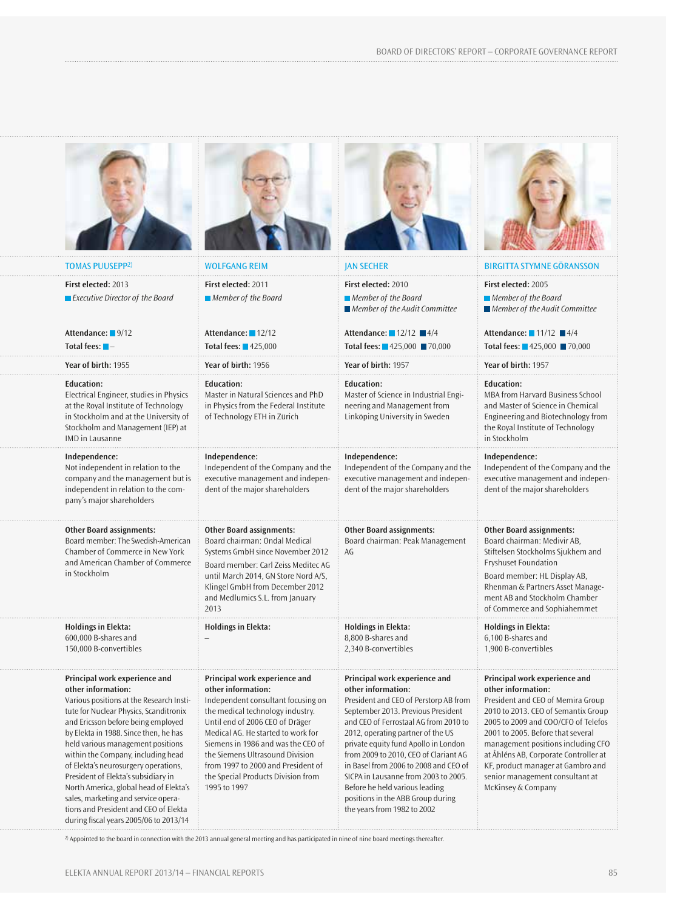## TOMAS PUUSEPP[2]

**First elected:** 2013

*Executive Director of the Board*

**Attendance:** 9/12

**Total fees:** –

**Year of birth:** 1955

**Education:**
Electrical Engineer, studies in Physics at the Royal Institute of Technology in Stockholm and at the University of Stockholm and Management (IEP) at IMD in Lausanne

**Independence:**
Not independent in relation to the company and the management but is independent in relation to the company's major shareholders

**Other Board assignments:**
Board member: The Swedish-American Chamber of Commerce in New York and American Chamber of Commerce in Stockholm

**Holdings in Elekta:**
600,000 B-shares and 150,000 B-convertibles

**Principal work experience and other information:**
Various positions at the Research Institute for Nuclear Physics, Scanditronix and Ericsson before being employed by Elekta in 1988. Since then, he has held various management positions within the Company, including head of Elekta's neurosurgery operations, President of Elekta's subsidiary in North America, global head of Elekta's sales, marketing and service operations and President and CEO of Elekta during fiscal years 2005/06 to 2013/14

## WOLFGANG REIM

**First elected:** 2011

*Member of the Board*

**Attendance:** 12/12

**Total fees:** 425,000

**Year of birth:** 1956

**Education:**
Master in Natural Sciences and PhD in Physics from the Federal Institute of Technology ETH in Zürich

**Independence:**
Independent of the Company and the executive management and independent of the major shareholders

**Other Board assignments:**
Board chairman: Ondal Medical Systems GmbH since November 2012

Board member: Carl Zeiss Meditec AG until March 2014, GN Store Nord A/S, Klingel GmbH from December 2012 and Medlumics S.L. from January 2013

**Holdings in Elekta:**
–

**Principal work experience and other information:**
Independent consultant focusing on the medical technology industry. Until end of 2006 CEO of Dräger Medical AG. He started to work for Siemens in 1986 and was the CEO of the Siemens Ultrasound Division from 1997 to 2000 and President of the Special Products Division from 1995 to 1997

## JAN SECHER

**First elected:** 2010

*Member of the Board*

*Member of the Audit Committee*

**Attendance:** 12/12 4/4

**Total fees:** 425,000 70,000

**Year of birth:** 1957

**Education:**
Master of Science in Industrial Engineering and Management from Linköping University in Sweden

**Independence:**
Independent of the Company and the executive management and independent of the major shareholders

**Other Board assignments:**
Board chairman: Peak Management AG

**Holdings in Elekta:**
8,800 B-shares and 2,340 B-convertibles

**Principal work experience and other information:**
President and CEO of Perstorp AB from September 2013. Previous President and CEO of Ferrostaal AG from 2010 to 2012, operating partner of the US private equity fund Apollo in London from 2009 to 2010, CEO of Clariant AG in Basel from 2006 to 2008 and CEO of SICPA in Lausanne from 2003 to 2005. Before he held various leading positions in the ABB Group during the years from 1982 to 2002

## BIRGITTA STYMNE GÖRANSSON

**First elected:** 2005

*Member of the Board*

*Member of the Audit Committee*

**Attendance:** 11/12 4/4

**Total fees:** 425,000 70,000

**Year of birth:** 1957

**Education:**
MBA from Harvard Business School and Master of Science in Chemical Engineering and Biotechnology from the Royal Institute of Technology in Stockholm

**Independence:**
Independent of the Company and the executive management and independent of the major shareholders

**Other Board assignments:**
Board chairman: Medivir AB, Stiftelsen Stockholms Sjukhem and Fryshuset Foundation

Board member: HL Display AB, Rhenman & Partners Asset Management AB and Stockholm Chamber of Commerce and Sophiahemmet

**Holdings in Elekta:**
6,100 B-shares and 1,900 B-convertibles

**Principal work experience and other information:**
President and CEO of Memira Group 2010 to 2013. CEO of Semantix Group 2005 to 2009 and COO/CFO of Telefos 2001 to 2005. Before that several management positions including CFO at Åhléns AB, Corporate Controller at KF, product manager at Gambro and senior management consultant at McKinsey & Company

[2] Appointed to the board in connection with the 2013 annual general meeting and has participated in nine of nine board meetings thereafter.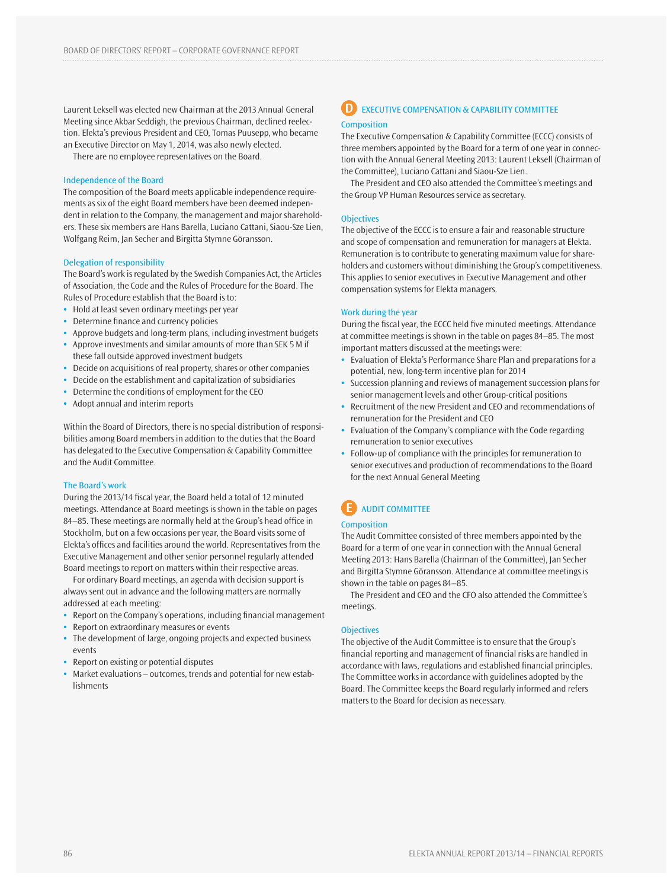Laurent Leksell was elected new Chairman at the 2013 Annual General Meeting since Akbar Seddigh, the previous Chairman, declined reelection. Elekta's previous President and CEO, Tomas Puusepp, who became an Executive Director on May 1, 2014, was also newly elected.

There are no employee representatives on the Board.

### Independence of the Board

The composition of the Board meets applicable independence requirements as six of the eight Board members have been deemed independent in relation to the Company, the management and major shareholders. These six members are Hans Barella, Luciano Cattani, Siaou-Sze Lien, Wolfgang Reim, Jan Secher and Birgitta Stymne Göransson.

### Delegation of responsibility

The Board's work is regulated by the Swedish Companies Act, the Articles of Association, the Code and the Rules of Procedure for the Board. The Rules of Procedure establish that the Board is to:

- Hold at least seven ordinary meetings per year
- Determine finance and currency policies
- Approve budgets and long-term plans, including investment budgets
- Approve investments and similar amounts of more than SEK 5 M if these fall outside approved investment budgets
- Decide on acquisitions of real property, shares or other companies
- Decide on the establishment and capitalization of subsidiaries
- Determine the conditions of employment for the CEO
- Adopt annual and interim reports

Within the Board of Directors, there is no special distribution of responsibilities among Board members in addition to the duties that the Board has delegated to the Executive Compensation & Capability Committee and the Audit Committee.

### The Board's work

During the 2013/14 fiscal year, the Board held a total of 12 minuted meetings. Attendance at Board meetings is shown in the table on pages 84–85. These meetings are normally held at the Group's head office in Stockholm, but on a few occasions per year, the Board visits some of Elekta's offices and facilities around the world. Representatives from the Executive Management and other senior personnel regularly attended Board meetings to report on matters within their respective areas.

For ordinary Board meetings, an agenda with decision support is always sent out in advance and the following matters are normally addressed at each meeting:

- Report on the Company's operations, including financial management
- Report on extraordinary measures or events
- The development of large, ongoing projects and expected business events
- Report on existing or potential disputes
- Market evaluations – outcomes, trends and potential for new establishments

## D EXECUTIVE COMPENSATION & CAPABILITY COMMITTEE

### Composition

The Executive Compensation & Capability Committee (ECCC) consists of three members appointed by the Board for a term of one year in connection with the Annual General Meeting 2013: Laurent Leksell (Chairman of the Committee), Luciano Cattani and Siaou-Sze Lien.

The President and CEO also attended the Committee's meetings and the Group VP Human Resources service as secretary.

### Objectives

The objective of the ECCC is to ensure a fair and reasonable structure and scope of compensation and remuneration for managers at Elekta. Remuneration is to contribute to generating maximum value for shareholders and customers without diminishing the Group's competitiveness. This applies to senior executives in Executive Management and other compensation systems for Elekta managers.

### Work during the year

During the fiscal year, the ECCC held five minuted meetings. Attendance at committee meetings is shown in the table on pages 84–85. The most important matters discussed at the meetings were:

- Evaluation of Elekta's Performance Share Plan and preparations for a potential, new, long-term incentive plan for 2014
- Succession planning and reviews of management succession plans for senior management levels and other Group-critical positions
- Recruitment of the new President and CEO and recommendations of remuneration for the President and CEO
- Evaluation of the Company's compliance with the Code regarding remuneration to senior executives
- Follow-up of compliance with the principles for remuneration to senior executives and production of recommendations to the Board for the next Annual General Meeting

## E AUDIT COMMITTEE

### Composition

The Audit Committee consisted of three members appointed by the Board for a term of one year in connection with the Annual General Meeting 2013: Hans Barella (Chairman of the Committee), Jan Secher and Birgitta Stymne Göransson. Attendance at committee meetings is shown in the table on pages 84–85.

The President and CEO and the CFO also attended the Committee's meetings.

### Objectives

The objective of the Audit Committee is to ensure that the Group's financial reporting and management of financial risks are handled in accordance with laws, regulations and established financial principles. The Committee works in accordance with guidelines adopted by the Board. The Committee keeps the Board regularly informed and refers matters to the Board for decision as necessary.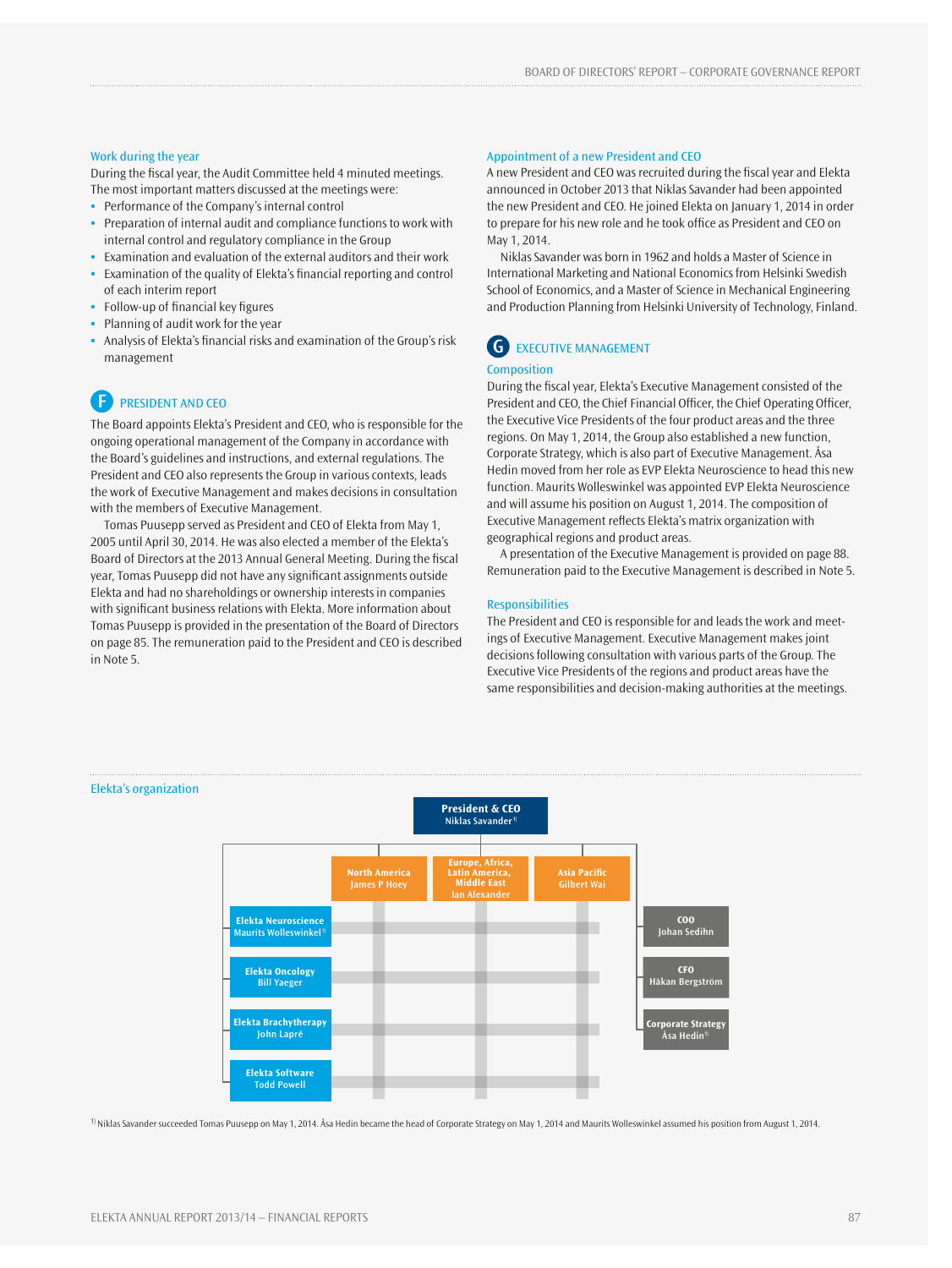### Work during the year

During the fiscal year, the Audit Committee held 4 minuted meetings. The most important matters discussed at the meetings were:

- Performance of the Company's internal control
- Preparation of internal audit and compliance functions to work with internal control and regulatory compliance in the Group
- Examination and evaluation of the external auditors and their work
- Examination of the quality of Elekta's financial reporting and control of each interim report
- Follow-up of financial key figures
- Planning of audit work for the year
- Analysis of Elekta's financial risks and examination of the Group's risk management

## F PRESIDENT AND CEO

The Board appoints Elekta's President and CEO, who is responsible for the ongoing operational management of the Company in accordance with the Board's guidelines and instructions, and external regulations. The President and CEO also represents the Group in various contexts, leads the work of Executive Management and makes decisions in consultation with the members of Executive Management.

Tomas Puusepp served as President and CEO of Elekta from May 1, 2005 until April 30, 2014. He was also elected a member of the Elekta's Board of Directors at the 2013 Annual General Meeting. During the fiscal year, Tomas Puusepp did not have any significant assignments outside Elekta and had no shareholdings or ownership interests in companies with significant business relations with Elekta. More information about Tomas Puusepp is provided in the presentation of the Board of Directors on page 85. The remuneration paid to the President and CEO is described in Note 5.

### Appointment of a new President and CEO

A new President and CEO was recruited during the fiscal year and Elekta announced in October 2013 that Niklas Savander had been appointed the new President and CEO. He joined Elekta on January 1, 2014 in order to prepare for his new role and he took office as President and CEO on May 1, 2014.

Niklas Savander was born in 1962 and holds a Master of Science in International Marketing and National Economics from Helsinki Swedish School of Economics, and a Master of Science in Mechanical Engineering and Production Planning from Helsinki University of Technology, Finland.

## G EXECUTIVE MANAGEMENT

### Composition

During the fiscal year, Elekta's Executive Management consisted of the President and CEO, the Chief Financial Officer, the Chief Operating Officer, the Executive Vice Presidents of the four product areas and the three regions. On May 1, 2014, the Group also established a new function, Corporate Strategy, which is also part of Executive Management. Åsa Hedin moved from her role as EVP Elekta Neuroscience to head this new function. Maurits Wolleswinkel was appointed EVP Elekta Neuroscience and will assume his position on August 1, 2014. The composition of Executive Management reflects Elekta's matrix organization with geographical regions and product areas.

A presentation of the Executive Management is provided on page 88. Remuneration paid to the Executive Management is described in Note 5.

### Responsibilities

The President and CEO is responsible for and leads the work and meetings of Executive Management. Executive Management makes joint decisions following consultation with various parts of the Group. The Executive Vice Presidents of the regions and product areas have the same responsibilities and decision-making authorities at the meetings.

### Elekta's organization

**President & CEO** Niklas Savander[1)]

Regions:
- **North America** James P Hoey
- **Europe, Africa, Latin America, Middle East** Ian Alexander
- **Asia Pacific** Gilbert Wai

Product areas:
- **Elekta Neuroscience** Maurits Wolleswinkel[1)]
- **Elekta Oncology** Bill Yaeger
- **Elekta Brachytherapy** John Lapré
- **Elekta Software** Todd Powell

Functions:
- **COO** Johan Sedihn
- **CFO** Håkan Bergström
- **Corporate Strategy** Åsa Hedin[1)]

[1)] Niklas Savander succeeded Tomas Puusepp on May 1, 2014. Åsa Hedin became the head of Corporate Strategy on May 1, 2014 and Maurits Wolleswinkel assumed his position from August 1, 2014.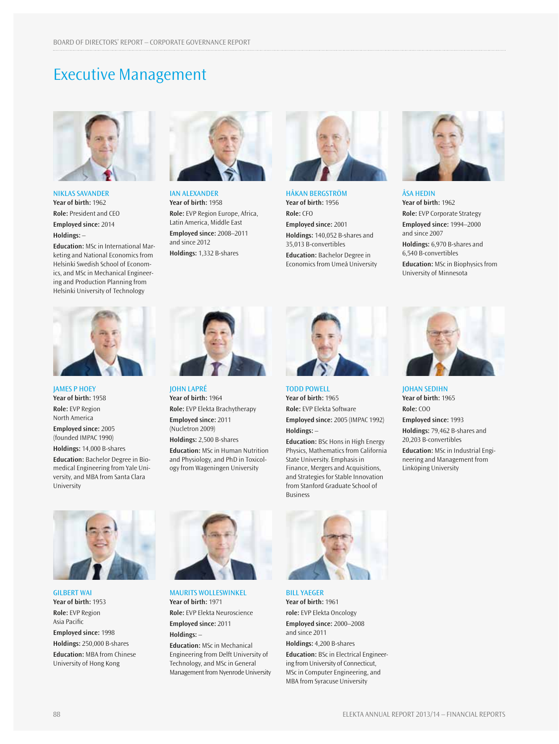# Executive Management

### NIKLAS SAVANDER

**Year of birth:** 1962

**Role:** President and CEO

**Employed since:** 2014

**Holdings:** –

**Education:** MSc in International Marketing and National Economics from Helsinki Swedish School of Economics, and MSc in Mechanical Engineering and Production Planning from Helsinki University of Technology

### IAN ALEXANDER

**Year of birth:** 1958

**Role:** EVP Region Europe, Africa, Latin America, Middle East

**Employed since:** 2008–2011 and since 2012

**Holdings:** 1,332 B-shares

### HÅKAN BERGSTRÖM

**Year of birth:** 1956

**Role:** CFO

**Employed since:** 2001

**Holdings:** 140,052 B-shares and 35,013 B-convertibles

**Education:** Bachelor Degree in Economics from Umeå University

### ÅSA HEDIN

**Year of birth:** 1962

**Role:** EVP Corporate Strategy

**Employed since:** 1994–2000 and since 2007

**Holdings:** 6,970 B-shares and 6,540 B-convertibles

**Education:** MSc in Biophysics from University of Minnesota

### JAMES P HOEY

**Year of birth:** 1958

**Role:** EVP Region North America

**Employed since:** 2005 (founded IMPAC 1990)

**Holdings:** 14,000 B-shares

**Education:** Bachelor Degree in Biomedical Engineering from Yale University, and MBA from Santa Clara University

### JOHN LAPRÉ

**Year of birth:** 1964

**Role:** EVP Elekta Brachytherapy

**Employed since:** 2011 (Nucletron 2009)

**Holdings:** 2,500 B-shares

**Education:** MSc in Human Nutrition and Physiology, and PhD in Toxicology from Wageningen University

### TODD POWELL

**Year of birth:** 1965

**Role:** EVP Elekta Software

**Employed since:** 2005 (IMPAC 1992)

**Holdings:** –

**Education:** BSc Hons in High Energy Physics, Mathematics from California State University. Emphasis in Finance, Mergers and Acquisitions, and Strategies for Stable Innovation from Stanford Graduate School of Business

### JOHAN SEDIHN

**Year of birth:** 1965

**Role:** COO

**Employed since:** 1993

**Holdings:** 79,462 B-shares and 20,203 B-convertibles

**Education:** MSc in Industrial Engineering and Management from Linköping University

### GILBERT WAI

**Year of birth:** 1953

**Role:** EVP Region Asia Pacific

**Employed since:** 1998

**Holdings:** 250,000 B-shares

**Education:** MBA from Chinese University of Hong Kong

### MAURITS WOLLESWINKEL

**Year of birth:** 1971

**Role:** EVP Elekta Neuroscience

**Employed since:** 2011

**Holdings:** –

**Education:** MSc in Mechanical Engineering from Delft University of Technology, and MSc in General Management from Nyenrode University

### BILL YAEGER

**Year of birth:** 1961

**role:** EVP Elekta Oncology

**Employed since:** 2000–2008 and since 2011

**Holdings:** 4,200 B-shares

**Education:** BSc in Electrical Engineering from University of Connecticut, MSc in Computer Engineering, and MBA from Syracuse University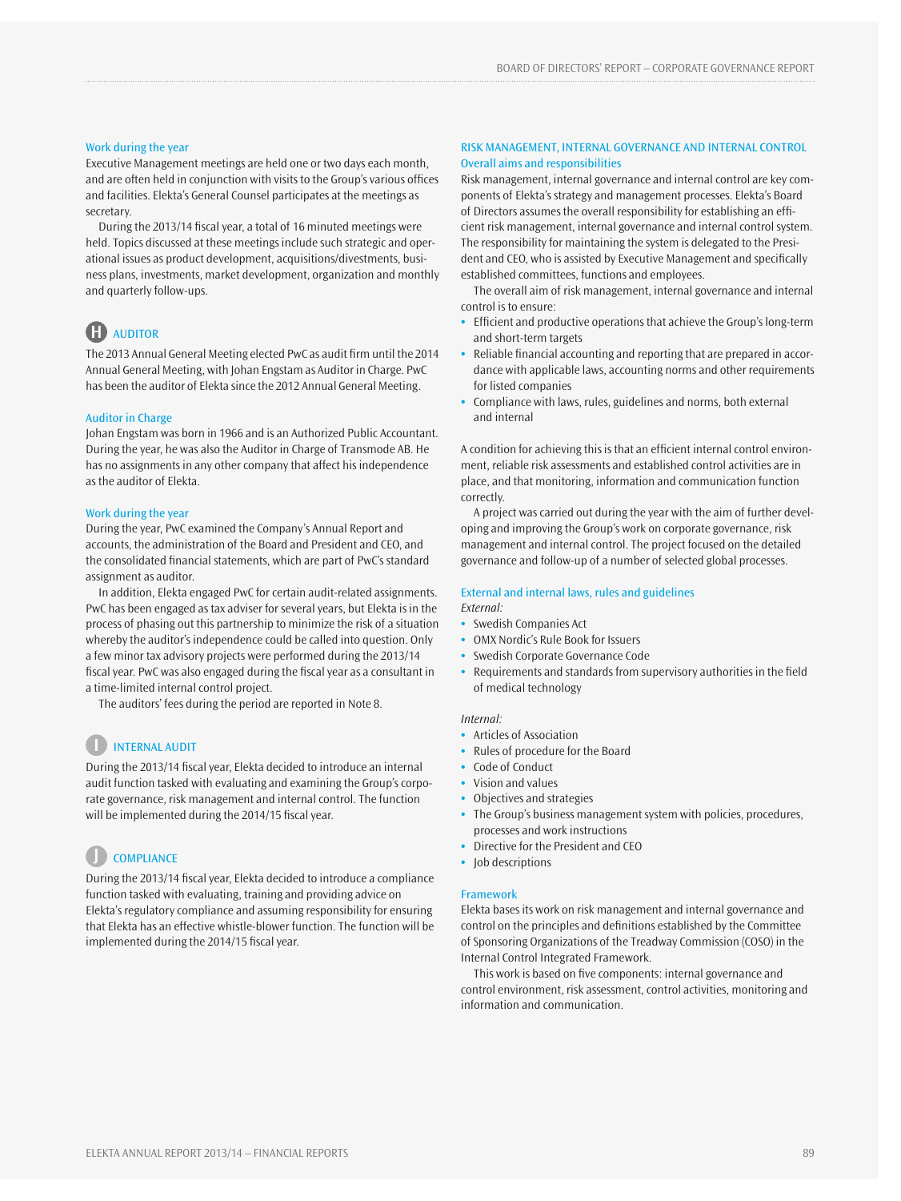### Work during the year

Executive Management meetings are held one or two days each month, and are often held in conjunction with visits to the Group's various offices and facilities. Elekta's General Counsel participates at the meetings as secretary.

During the 2013/14 fiscal year, a total of 16 minuted meetings were held. Topics discussed at these meetings include such strategic and operational issues as product development, acquisitions/divestments, business plans, investments, market development, organization and monthly and quarterly follow-ups.

## H AUDITOR

The 2013 Annual General Meeting elected PwC as audit firm until the 2014 Annual General Meeting, with Johan Engstam as Auditor in Charge. PwC has been the auditor of Elekta since the 2012 Annual General Meeting.

### Auditor in Charge

Johan Engstam was born in 1966 and is an Authorized Public Accountant. During the year, he was also the Auditor in Charge of Transmode AB. He has no assignments in any other company that affect his independence as the auditor of Elekta.

### Work during the year

During the year, PwC examined the Company's Annual Report and accounts, the administration of the Board and President and CEO, and the consolidated financial statements, which are part of PwC's standard assignment as auditor.

In addition, Elekta engaged PwC for certain audit-related assignments. PwC has been engaged as tax adviser for several years, but Elekta is in the process of phasing out this partnership to minimize the risk of a situation whereby the auditor's independence could be called into question. Only a few minor tax advisory projects were performed during the 2013/14 fiscal year. PwC was also engaged during the fiscal year as a consultant in a time-limited internal control project.

The auditors' fees during the period are reported in Note 8.

## I INTERNAL AUDIT

During the 2013/14 fiscal year, Elekta decided to introduce an internal audit function tasked with evaluating and examining the Group's corporate governance, risk management and internal control. The function will be implemented during the 2014/15 fiscal year.

## J COMPLIANCE

During the 2013/14 fiscal year, Elekta decided to introduce a compliance function tasked with evaluating, training and providing advice on Elekta's regulatory compliance and assuming responsibility for ensuring that Elekta has an effective whistle-blower function. The function will be implemented during the 2014/15 fiscal year.

## RISK MANAGEMENT, INTERNAL GOVERNANCE AND INTERNAL CONTROL

### Overall aims and responsibilities

Risk management, internal governance and internal control are key components of Elekta's strategy and management processes. Elekta's Board of Directors assumes the overall responsibility for establishing an efficient risk management, internal governance and internal control system. The responsibility for maintaining the system is delegated to the President and CEO, who is assisted by Executive Management and specifically established committees, functions and employees.

The overall aim of risk management, internal governance and internal control is to ensure:

- Efficient and productive operations that achieve the Group's long-term and short-term targets
- Reliable financial accounting and reporting that are prepared in accordance with applicable laws, accounting norms and other requirements for listed companies
- Compliance with laws, rules, guidelines and norms, both external and internal

A condition for achieving this is that an efficient internal control environment, reliable risk assessments and established control activities are in place, and that monitoring, information and communication function correctly.

A project was carried out during the year with the aim of further developing and improving the Group's work on corporate governance, risk management and internal control. The project focused on the detailed governance and follow-up of a number of selected global processes.

### External and internal laws, rules and guidelines

*External:*

- Swedish Companies Act
- OMX Nordic's Rule Book for Issuers
- Swedish Corporate Governance Code
- Requirements and standards from supervisory authorities in the field of medical technology

*Internal:*

- Articles of Association
- Rules of procedure for the Board
- Code of Conduct
- Vision and values
- Objectives and strategies
- The Group's business management system with policies, procedures, processes and work instructions
- Directive for the President and CEO
- Job descriptions

### Framework

Elekta bases its work on risk management and internal governance and control on the principles and definitions established by the Committee of Sponsoring Organizations of the Treadway Commission (COSO) in the Internal Control Integrated Framework.

This work is based on five components: internal governance and control environment, risk assessment, control activities, monitoring and information and communication.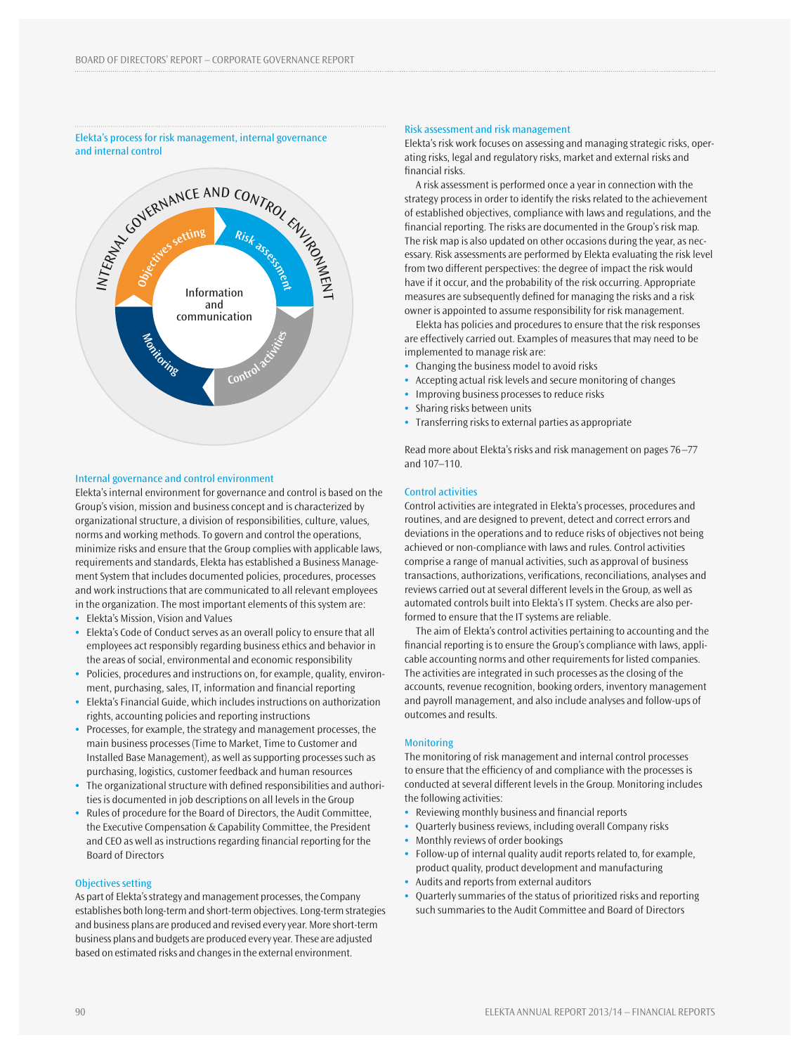### Elekta's process for risk management, internal governance and internal control

INTERNAL GOVERNANCE AND CONTROL ENVIRONMENT

Objectives setting

Risk assessment

Control activities

Monitoring

Information and communication

### Internal governance and control environment

Elekta's internal environment for governance and control is based on the Group's vision, mission and business concept and is characterized by organizational structure, a division of responsibilities, culture, values, norms and working methods. To govern and control the operations, minimize risks and ensure that the Group complies with applicable laws, requirements and standards, Elekta has established a Business Management System that includes documented policies, procedures, processes and work instructions that are communicated to all relevant employees in the organization. The most important elements of this system are:

- Elekta's Mission, Vision and Values
- Elekta's Code of Conduct serves as an overall policy to ensure that all employees act responsibly regarding business ethics and behavior in the areas of social, environmental and economic responsibility
- Policies, procedures and instructions on, for example, quality, environment, purchasing, sales, IT, information and financial reporting
- Elekta's Financial Guide, which includes instructions on authorization rights, accounting policies and reporting instructions
- Processes, for example, the strategy and management processes, the main business processes (Time to Market, Time to Customer and Installed Base Management), as well as supporting processes such as purchasing, logistics, customer feedback and human resources
- The organizational structure with defined responsibilities and authorities is documented in job descriptions on all levels in the Group
- Rules of procedure for the Board of Directors, the Audit Committee, the Executive Compensation & Capability Committee, the President and CEO as well as instructions regarding financial reporting for the Board of Directors

### Objectives setting

As part of Elekta's strategy and management processes, the Company establishes both long-term and short-term objectives. Long-term strategies and business plans are produced and revised every year. More short-term business plans and budgets are produced every year. These are adjusted based on estimated risks and changes in the external environment.

### Risk assessment and risk management

Elekta's risk work focuses on assessing and managing strategic risks, operating risks, legal and regulatory risks, market and external risks and financial risks.

A risk assessment is performed once a year in connection with the strategy process in order to identify the risks related to the achievement of established objectives, compliance with laws and regulations, and the financial reporting. The risks are documented in the Group's risk map. The risk map is also updated on other occasions during the year, as necessary. Risk assessments are performed by Elekta evaluating the risk level from two different perspectives: the degree of impact the risk would have if it occur, and the probability of the risk occurring. Appropriate measures are subsequently defined for managing the risks and a risk owner is appointed to assume responsibility for risk management.

Elekta has policies and procedures to ensure that the risk responses are effectively carried out. Examples of measures that may need to be implemented to manage risk are:

- Changing the business model to avoid risks
- Accepting actual risk levels and secure monitoring of changes
- Improving business processes to reduce risks
- Sharing risks between units
- Transferring risks to external parties as appropriate

Read more about Elekta's risks and risk management on pages 76–77 and 107–110.

### Control activities

Control activities are integrated in Elekta's processes, procedures and routines, and are designed to prevent, detect and correct errors and deviations in the operations and to reduce risks of objectives not being achieved or non-compliance with laws and rules. Control activities comprise a range of manual activities, such as approval of business transactions, authorizations, verifications, reconciliations, analyses and reviews carried out at several different levels in the Group, as well as automated controls built into Elekta's IT system. Checks are also performed to ensure that the IT systems are reliable.

The aim of Elekta's control activities pertaining to accounting and the financial reporting is to ensure the Group's compliance with laws, applicable accounting norms and other requirements for listed companies. The activities are integrated in such processes as the closing of the accounts, revenue recognition, booking orders, inventory management and payroll management, and also include analyses and follow-ups of outcomes and results.

### Monitoring

The monitoring of risk management and internal control processes to ensure that the efficiency of and compliance with the processes is conducted at several different levels in the Group. Monitoring includes the following activities:

- Reviewing monthly business and financial reports
- Quarterly business reviews, including overall Company risks
- Monthly reviews of order bookings
- Follow-up of internal quality audit reports related to, for example, product quality, product development and manufacturing
- Audits and reports from external auditors
- Quarterly summaries of the status of prioritized risks and reporting such summaries to the Audit Committee and Board of Directors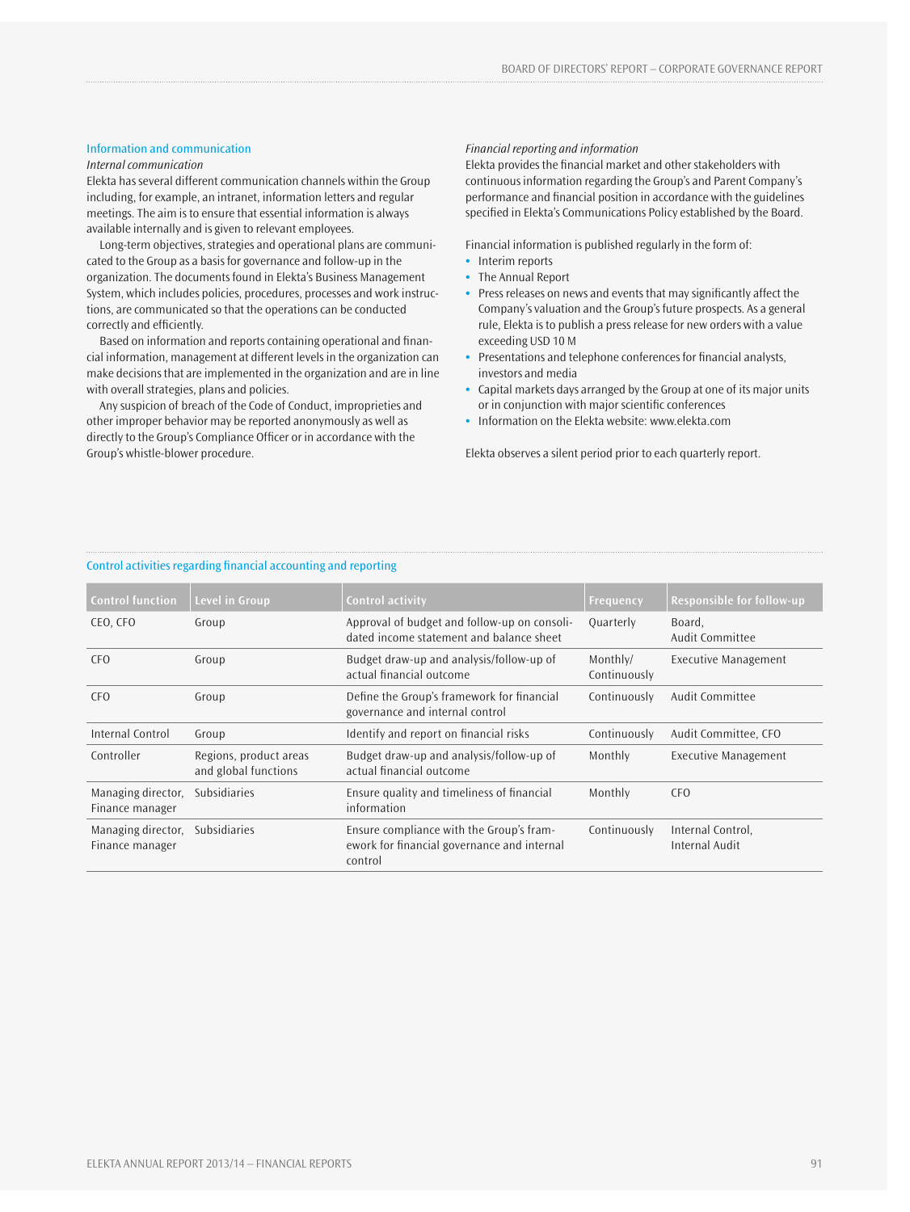## Information and communication

*Internal communication*

Elekta has several different communication channels within the Group including, for example, an intranet, information letters and regular meetings. The aim is to ensure that essential information is always available internally and is given to relevant employees.

Long-term objectives, strategies and operational plans are communicated to the Group as a basis for governance and follow-up in the organization. The documents found in Elekta's Business Management System, which includes policies, procedures, processes and work instructions, are communicated so that the operations can be conducted correctly and efficiently.

Based on information and reports containing operational and financial information, management at different levels in the organization can make decisions that are implemented in the organization and are in line with overall strategies, plans and policies.

Any suspicion of breach of the Code of Conduct, improprieties and other improper behavior may be reported anonymously as well as directly to the Group's Compliance Officer or in accordance with the Group's whistle-blower procedure.

*Financial reporting and information*

Elekta provides the financial market and other stakeholders with continuous information regarding the Group's and Parent Company's performance and financial position in accordance with the guidelines specified in Elekta's Communications Policy established by the Board.

Financial information is published regularly in the form of:

- Interim reports
- The Annual Report
- Press releases on news and events that may significantly affect the Company's valuation and the Group's future prospects. As a general rule, Elekta is to publish a press release for new orders with a value exceeding USD 10 M
- Presentations and telephone conferences for financial analysts, investors and media
- Capital markets days arranged by the Group at one of its major units or in conjunction with major scientific conferences
- Information on the Elekta website: www.elekta.com

Elekta observes a silent period prior to each quarterly report.

## Control activities regarding financial accounting and reporting

| Control function | Level in Group | Control activity | Frequency | Responsible for follow-up |
|---|---|---|---|---|
| CEO, CFO | Group | Approval of budget and follow-up on consolidated income statement and balance sheet | Quarterly | Board, Audit Committee |
| CFO | Group | Budget draw-up and analysis/follow-up of actual financial outcome | Monthly/ Continuously | Executive Management |
| CFO | Group | Define the Group's framework for financial governance and internal control | Continuously | Audit Committee |
| Internal Control | Group | Identify and report on financial risks | Continuously | Audit Committee, CFO |
| Controller | Regions, product areas and global functions | Budget draw-up and analysis/follow-up of actual financial outcome | Monthly | Executive Management |
| Managing director, Finance manager | Subsidiaries | Ensure quality and timeliness of financial information | Monthly | CFO |
| Managing director, Finance manager | Subsidiaries | Ensure compliance with the Group's framework for financial governance and internal control | Continuously | Internal Control, Internal Audit |